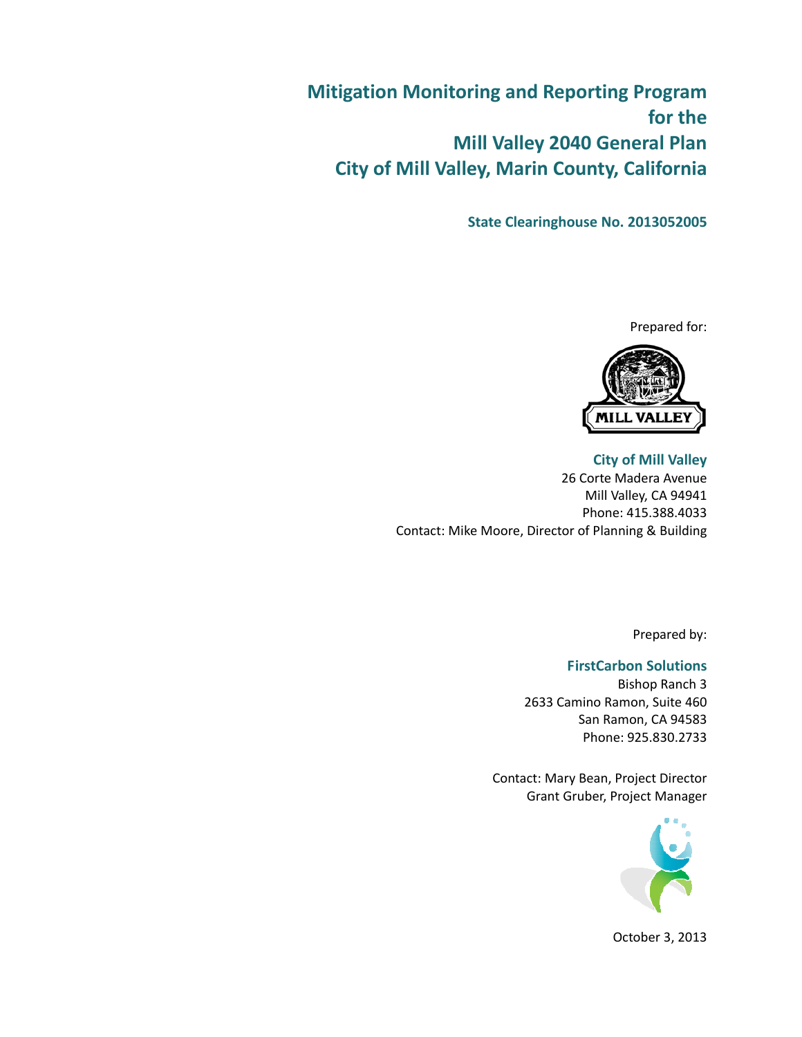# Mitigation Monitoring and Reporting Program
# for the
# Mill Valley 2040 General Plan
# City of Mill Valley, Marin County, California

**State Clearinghouse No. 2013052005**

Prepared for:

**City of Mill Valley**
26 Corte Madera Avenue
Mill Valley, CA 94941
Phone: 415.388.4033
Contact: Mike Moore, Director of Planning & Building

Prepared by:

**FirstCarbon Solutions**
Bishop Ranch 3
2633 Camino Ramon, Suite 460
San Ramon, CA 94583
Phone: 925.830.2733

Contact: Mary Bean, Project Director
Grant Gruber, Project Manager

October 3, 2013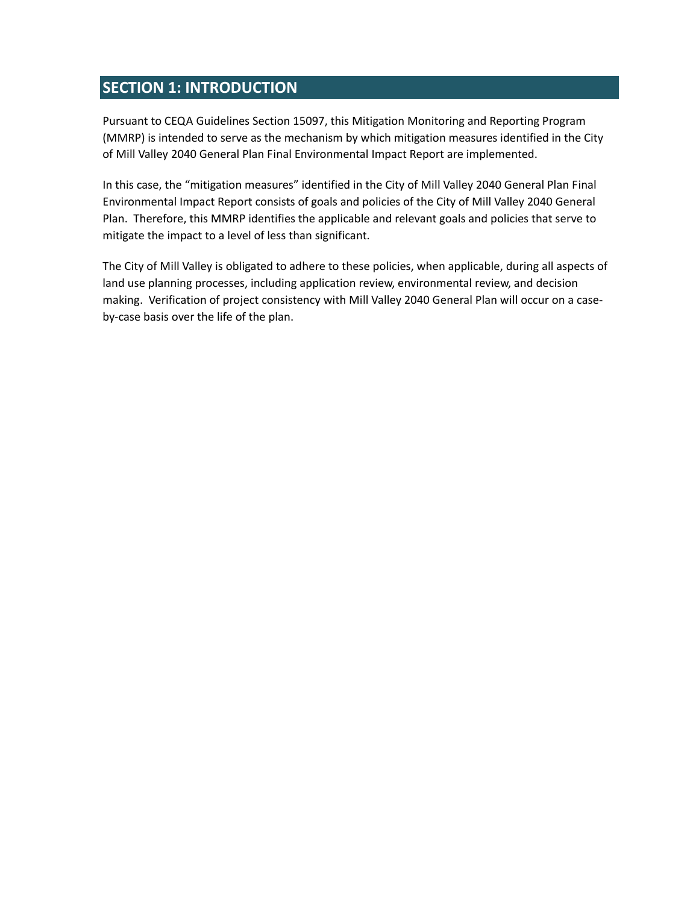## SECTION 1: INTRODUCTION

Pursuant to CEQA Guidelines Section 15097, this Mitigation Monitoring and Reporting Program (MMRP) is intended to serve as the mechanism by which mitigation measures identified in the City of Mill Valley 2040 General Plan Final Environmental Impact Report are implemented.

In this case, the "mitigation measures" identified in the City of Mill Valley 2040 General Plan Final Environmental Impact Report consists of goals and policies of the City of Mill Valley 2040 General Plan. Therefore, this MMRP identifies the applicable and relevant goals and policies that serve to mitigate the impact to a level of less than significant.

The City of Mill Valley is obligated to adhere to these policies, when applicable, during all aspects of land use planning processes, including application review, environmental review, and decision making. Verification of project consistency with Mill Valley 2040 General Plan will occur on a case-by-case basis over the life of the plan.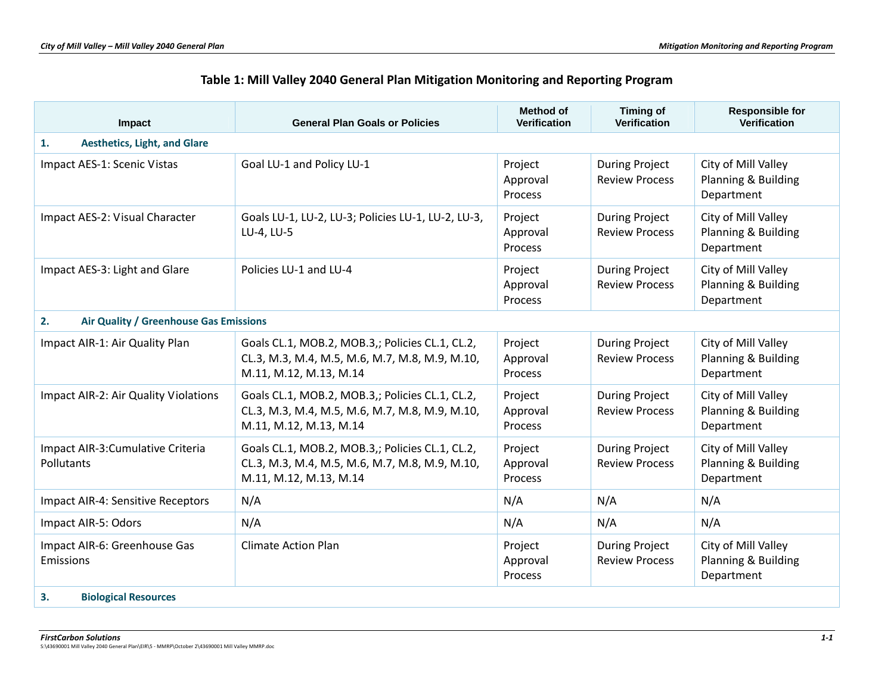### Table 1: Mill Valley 2040 General Plan Mitigation Monitoring and Reporting Program

| Impact | General Plan Goals or Policies | Method of Verification | Timing of Verification | Responsible for Verification |
|---|---|---|---|---|
| **1. Aesthetics, Light, and Glare** | | | | |
| Impact AES-1: Scenic Vistas | Goal LU-1 and Policy LU-1 | Project Approval Process | During Project Review Process | City of Mill Valley Planning & Building Department |
| Impact AES-2: Visual Character | Goals LU-1, LU-2, LU-3; Policies LU-1, LU-2, LU-3, LU-4, LU-5 | Project Approval Process | During Project Review Process | City of Mill Valley Planning & Building Department |
| Impact AES-3: Light and Glare | Policies LU-1 and LU-4 | Project Approval Process | During Project Review Process | City of Mill Valley Planning & Building Department |
| **2. Air Quality / Greenhouse Gas Emissions** | | | | |
| Impact AIR-1: Air Quality Plan | Goals CL.1, MOB.2, MOB.3,; Policies CL.1, CL.2, CL.3, M.3, M.4, M.5, M.6, M.7, M.8, M.9, M.10, M.11, M.12, M.13, M.14 | Project Approval Process | During Project Review Process | City of Mill Valley Planning & Building Department |
| Impact AIR-2: Air Quality Violations | Goals CL.1, MOB.2, MOB.3,; Policies CL.1, CL.2, CL.3, M.3, M.4, M.5, M.6, M.7, M.8, M.9, M.10, M.11, M.12, M.13, M.14 | Project Approval Process | During Project Review Process | City of Mill Valley Planning & Building Department |
| Impact AIR-3:Cumulative Criteria Pollutants | Goals CL.1, MOB.2, MOB.3,; Policies CL.1, CL.2, CL.3, M.3, M.4, M.5, M.6, M.7, M.8, M.9, M.10, M.11, M.12, M.13, M.14 | Project Approval Process | During Project Review Process | City of Mill Valley Planning & Building Department |
| Impact AIR-4: Sensitive Receptors | N/A | N/A | N/A | N/A |
| Impact AIR-5: Odors | N/A | N/A | N/A | N/A |
| Impact AIR-6: Greenhouse Gas Emissions | Climate Action Plan | Project Approval Process | During Project Review Process | City of Mill Valley Planning & Building Department |
| **3. Biological Resources** | | | | |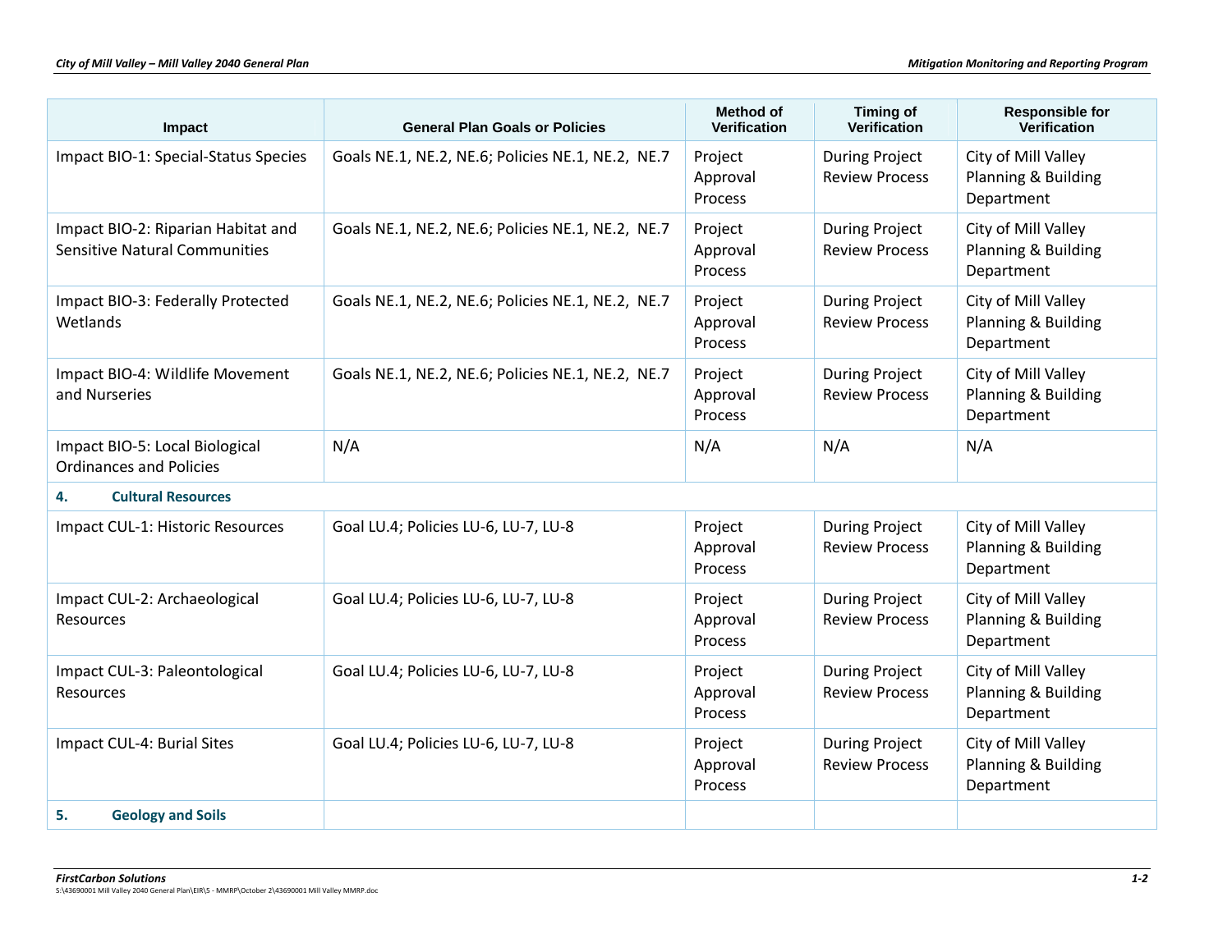| Impact | General Plan Goals or Policies | Method of Verification | Timing of Verification | Responsible for Verification |
|---|---|---|---|---|
| Impact BIO-1: Special-Status Species | Goals NE.1, NE.2, NE.6; Policies NE.1, NE.2, NE.7 | Project Approval Process | During Project Review Process | City of Mill Valley Planning & Building Department |
| Impact BIO-2: Riparian Habitat and Sensitive Natural Communities | Goals NE.1, NE.2, NE.6; Policies NE.1, NE.2, NE.7 | Project Approval Process | During Project Review Process | City of Mill Valley Planning & Building Department |
| Impact BIO-3: Federally Protected Wetlands | Goals NE.1, NE.2, NE.6; Policies NE.1, NE.2, NE.7 | Project Approval Process | During Project Review Process | City of Mill Valley Planning & Building Department |
| Impact BIO-4: Wildlife Movement and Nurseries | Goals NE.1, NE.2, NE.6; Policies NE.1, NE.2, NE.7 | Project Approval Process | During Project Review Process | City of Mill Valley Planning & Building Department |
| Impact BIO-5: Local Biological Ordinances and Policies | N/A | N/A | N/A | N/A |
| **4. Cultural Resources** | | | | |
| Impact CUL-1: Historic Resources | Goal LU.4; Policies LU-6, LU-7, LU-8 | Project Approval Process | During Project Review Process | City of Mill Valley Planning & Building Department |
| Impact CUL-2: Archaeological Resources | Goal LU.4; Policies LU-6, LU-7, LU-8 | Project Approval Process | During Project Review Process | City of Mill Valley Planning & Building Department |
| Impact CUL-3: Paleontological Resources | Goal LU.4; Policies LU-6, LU-7, LU-8 | Project Approval Process | During Project Review Process | City of Mill Valley Planning & Building Department |
| Impact CUL-4: Burial Sites | Goal LU.4; Policies LU-6, LU-7, LU-8 | Project Approval Process | During Project Review Process | City of Mill Valley Planning & Building Department |
| **5. Geology and Soils** | | | | |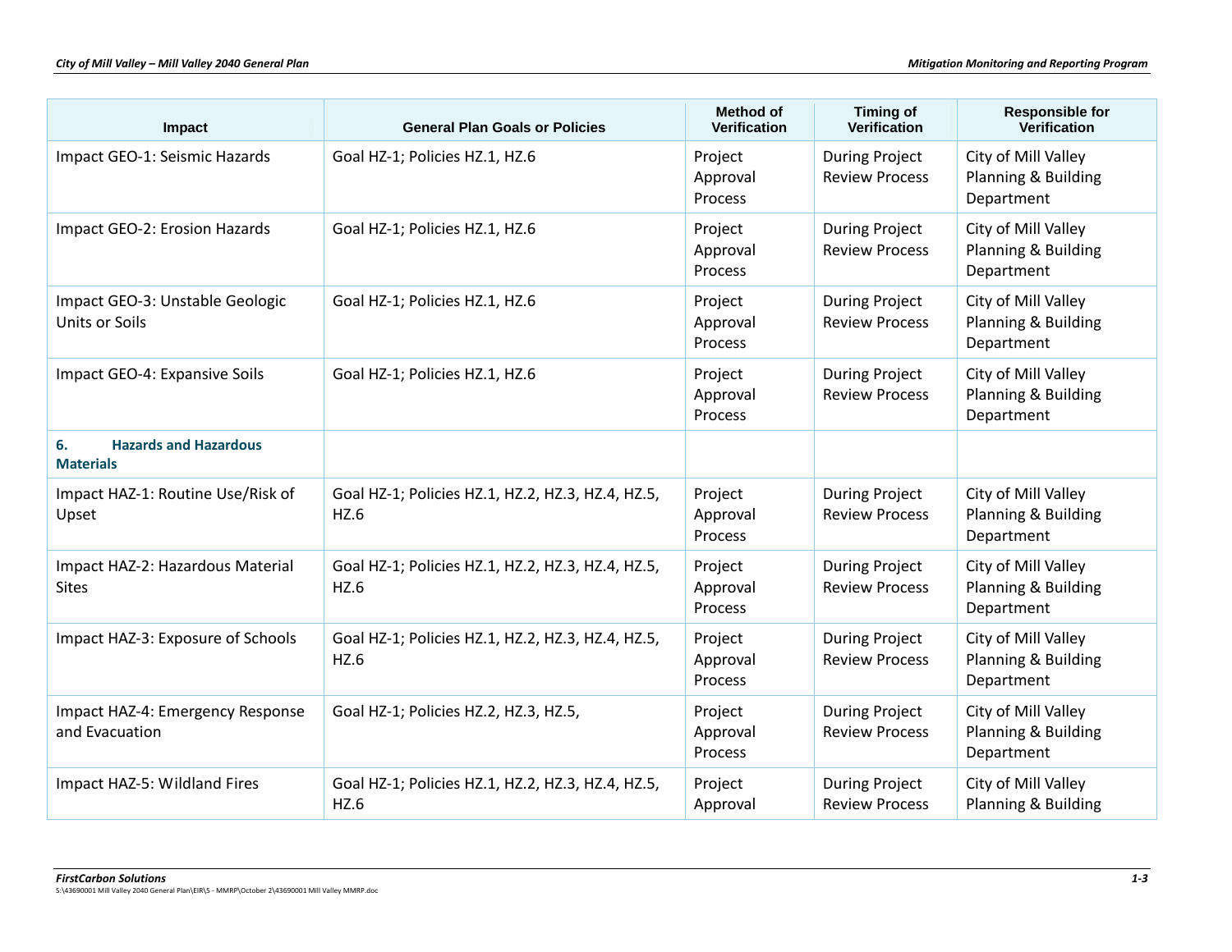| Impact | General Plan Goals or Policies | Method of Verification | Timing of Verification | Responsible for Verification |
|---|---|---|---|---|
| Impact GEO-1: Seismic Hazards | Goal HZ-1; Policies HZ.1, HZ.6 | Project Approval Process | During Project Review Process | City of Mill Valley Planning & Building Department |
| Impact GEO-2: Erosion Hazards | Goal HZ-1; Policies HZ.1, HZ.6 | Project Approval Process | During Project Review Process | City of Mill Valley Planning & Building Department |
| Impact GEO-3: Unstable Geologic Units or Soils | Goal HZ-1; Policies HZ.1, HZ.6 | Project Approval Process | During Project Review Process | City of Mill Valley Planning & Building Department |
| Impact GEO-4: Expansive Soils | Goal HZ-1; Policies HZ.1, HZ.6 | Project Approval Process | During Project Review Process | City of Mill Valley Planning & Building Department |
| **6. Hazards and Hazardous Materials** | | | | |
| Impact HAZ-1: Routine Use/Risk of Upset | Goal HZ-1; Policies HZ.1, HZ.2, HZ.3, HZ.4, HZ.5, HZ.6 | Project Approval Process | During Project Review Process | City of Mill Valley Planning & Building Department |
| Impact HAZ-2: Hazardous Material Sites | Goal HZ-1; Policies HZ.1, HZ.2, HZ.3, HZ.4, HZ.5, HZ.6 | Project Approval Process | During Project Review Process | City of Mill Valley Planning & Building Department |
| Impact HAZ-3: Exposure of Schools | Goal HZ-1; Policies HZ.1, HZ.2, HZ.3, HZ.4, HZ.5, HZ.6 | Project Approval Process | During Project Review Process | City of Mill Valley Planning & Building Department |
| Impact HAZ-4: Emergency Response and Evacuation | Goal HZ-1; Policies HZ.2, HZ.3, HZ.5, | Project Approval Process | During Project Review Process | City of Mill Valley Planning & Building Department |
| Impact HAZ-5: Wildland Fires | Goal HZ-1; Policies HZ.1, HZ.2, HZ.3, HZ.4, HZ.5, HZ.6 | Project Approval | During Project Review Process | City of Mill Valley Planning & Building |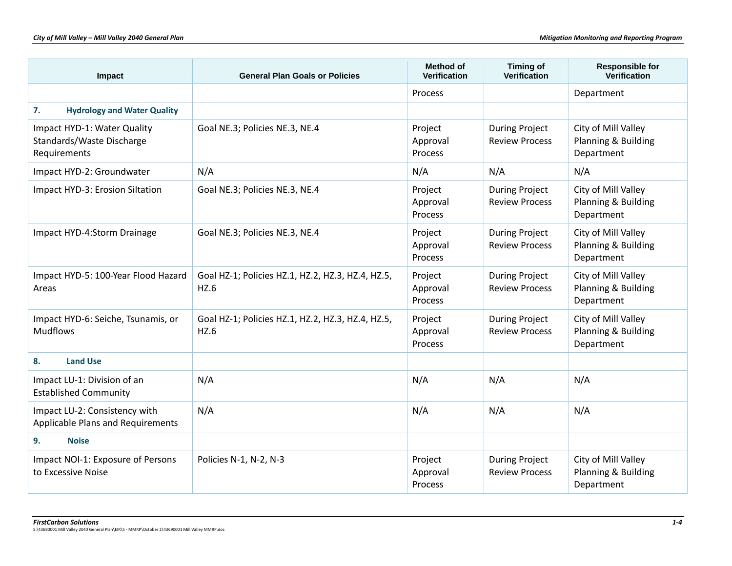| Impact | General Plan Goals or Policies | Method of Verification | Timing of Verification | Responsible for Verification |
|---|---|---|---|---|
| | | Process | | Department |
| **7. Hydrology and Water Quality** | | | | |
| Impact HYD-1: Water Quality Standards/Waste Discharge Requirements | Goal NE.3; Policies NE.3, NE.4 | Project Approval Process | During Project Review Process | City of Mill Valley Planning & Building Department |
| Impact HYD-2: Groundwater | N/A | N/A | N/A | N/A |
| Impact HYD-3: Erosion Siltation | Goal NE.3; Policies NE.3, NE.4 | Project Approval Process | During Project Review Process | City of Mill Valley Planning & Building Department |
| Impact HYD-4:Storm Drainage | Goal NE.3; Policies NE.3, NE.4 | Project Approval Process | During Project Review Process | City of Mill Valley Planning & Building Department |
| Impact HYD-5: 100-Year Flood Hazard Areas | Goal HZ-1; Policies HZ.1, HZ.2, HZ.3, HZ.4, HZ.5, HZ.6 | Project Approval Process | During Project Review Process | City of Mill Valley Planning & Building Department |
| Impact HYD-6: Seiche, Tsunamis, or Mudflows | Goal HZ-1; Policies HZ.1, HZ.2, HZ.3, HZ.4, HZ.5, HZ.6 | Project Approval Process | During Project Review Process | City of Mill Valley Planning & Building Department |
| **8. Land Use** | | | | |
| Impact LU-1: Division of an Established Community | N/A | N/A | N/A | N/A |
| Impact LU-2: Consistency with Applicable Plans and Requirements | N/A | N/A | N/A | N/A |
| **9. Noise** | | | | |
| Impact NOI-1: Exposure of Persons to Excessive Noise | Policies N-1, N-2, N-3 | Project Approval Process | During Project Review Process | City of Mill Valley Planning & Building Department |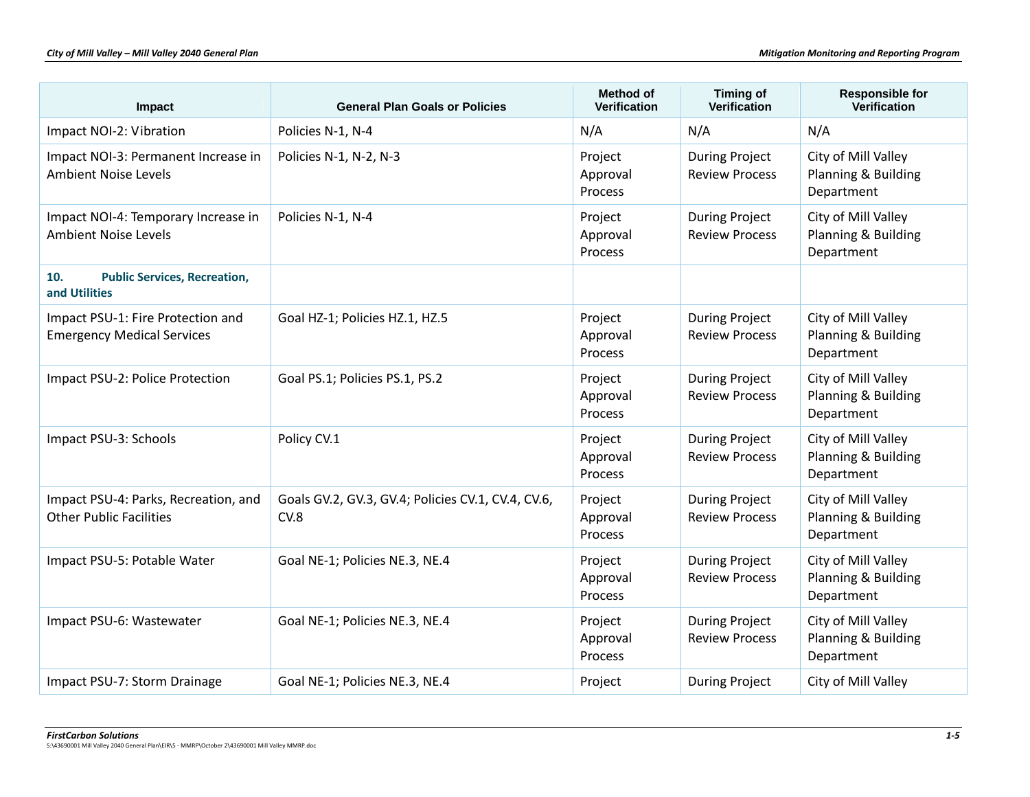| Impact | General Plan Goals or Policies | Method of Verification | Timing of Verification | Responsible for Verification |
|---|---|---|---|---|
| Impact NOI-2: Vibration | Policies N-1, N-4 | N/A | N/A | N/A |
| Impact NOI-3: Permanent Increase in Ambient Noise Levels | Policies N-1, N-2, N-3 | Project Approval Process | During Project Review Process | City of Mill Valley Planning & Building Department |
| Impact NOI-4: Temporary Increase in Ambient Noise Levels | Policies N-1, N-4 | Project Approval Process | During Project Review Process | City of Mill Valley Planning & Building Department |
| **10. Public Services, Recreation, and Utilities** | | | | |
| Impact PSU-1: Fire Protection and Emergency Medical Services | Goal HZ-1; Policies HZ.1, HZ.5 | Project Approval Process | During Project Review Process | City of Mill Valley Planning & Building Department |
| Impact PSU-2: Police Protection | Goal PS.1; Policies PS.1, PS.2 | Project Approval Process | During Project Review Process | City of Mill Valley Planning & Building Department |
| Impact PSU-3: Schools | Policy CV.1 | Project Approval Process | During Project Review Process | City of Mill Valley Planning & Building Department |
| Impact PSU-4: Parks, Recreation, and Other Public Facilities | Goals GV.2, GV.3, GV.4; Policies CV.1, CV.4, CV.6, CV.8 | Project Approval Process | During Project Review Process | City of Mill Valley Planning & Building Department |
| Impact PSU-5: Potable Water | Goal NE-1; Policies NE.3, NE.4 | Project Approval Process | During Project Review Process | City of Mill Valley Planning & Building Department |
| Impact PSU-6: Wastewater | Goal NE-1; Policies NE.3, NE.4 | Project Approval Process | During Project Review Process | City of Mill Valley Planning & Building Department |
| Impact PSU-7: Storm Drainage | Goal NE-1; Policies NE.3, NE.4 | Project | During Project | City of Mill Valley |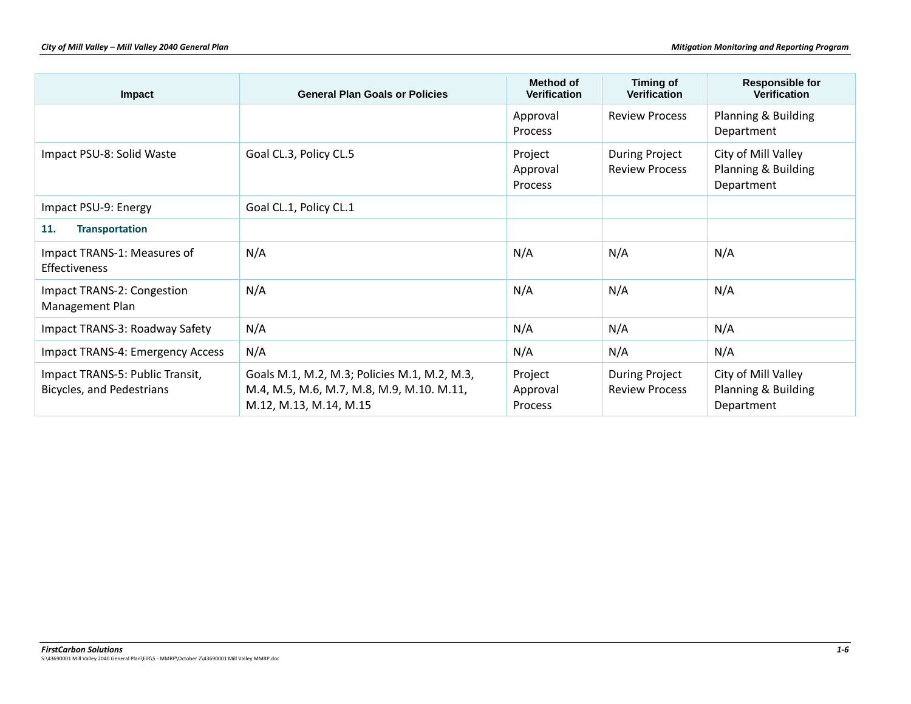| Impact | General Plan Goals or Policies | Method of Verification | Timing of Verification | Responsible for Verification |
|---|---|---|---|---|
| | | Approval Process | Review Process | Planning & Building Department |
| Impact PSU-8: Solid Waste | Goal CL.3, Policy CL.5 | Project Approval Process | During Project Review Process | City of Mill Valley Planning & Building Department |
| Impact PSU-9: Energy | Goal CL.1, Policy CL.1 | | | |
| **11. Transportation** | | | | |
| Impact TRANS-1: Measures of Effectiveness | N/A | N/A | N/A | N/A |
| Impact TRANS-2: Congestion Management Plan | N/A | N/A | N/A | N/A |
| Impact TRANS-3: Roadway Safety | N/A | N/A | N/A | N/A |
| Impact TRANS-4: Emergency Access | N/A | N/A | N/A | N/A |
| Impact TRANS-5: Public Transit, Bicycles, and Pedestrians | Goals M.1, M.2, M.3; Policies M.1, M.2, M.3, M.4, M.5, M.6, M.7, M.8, M.9, M.10. M.11, M.12, M.13, M.14, M.15 | Project Approval Process | During Project Review Process | City of Mill Valley Planning & Building Department |